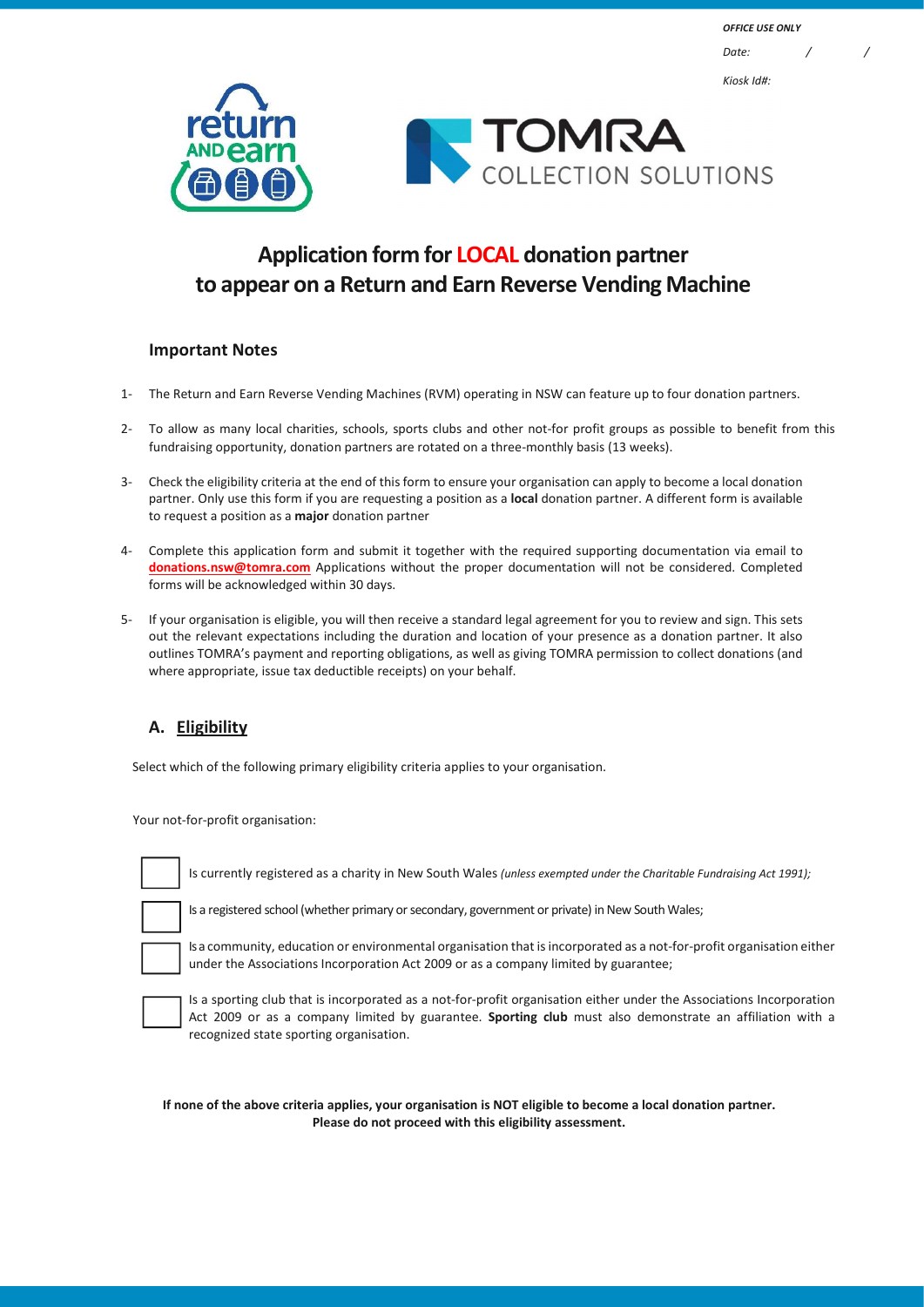*OFFICE USE ONLY*

*Date: / /*

*Kiosk Id#:*

# Application form for LOCAL donation partner to appear on a Return and Earn Reverse Vending Machine

### Important Notes

1- The Return and Earn Reverse Vending Machines (RVM) operating in NSW can feature up to four donation partners.

2- To allow as many local charities, schools, sports clubs and other not-for profit groups as possible to benefit from this fundraising opportunity, donation partners are rotated on a three-monthly basis (13 weeks).

3- Check the eligibility criteria at the end of this form to ensure your organisation can apply to become a local donation partner. Only use this form if you are requesting a position as a **local** donation partner. A different form is available to request a position as a **major** donation partner

4- Complete this application form and submit it together with the required supporting documentation via email to **donations.nsw@tomra.com** Applications without the proper documentation will not be considered. Completed forms will be acknowledged within 30 days.

5- If your organisation is eligible, you will then receive a standard legal agreement for you to review and sign. This sets out the relevant expectations including the duration and location of your presence as a donation partner. It also outlines TOMRA's payment and reporting obligations, as well as giving TOMRA permission to collect donations (and where appropriate, issue tax deductible receipts) on your behalf.

## A. Eligibility

Select which of the following primary eligibility criteria applies to your organisation.

Your not-for-profit organisation:

- ☐ Is currently registered as a charity in New South Wales *(unless exempted under the Charitable Fundraising Act 1991);*
- ☐ Is a registered school (whether primary or secondary, government or private) in New South Wales;
- ☐ Is a community, education or environmental organisation that is incorporated as a not-for-profit organisation either under the Associations Incorporation Act 2009 or as a company limited by guarantee;
- ☐ Is a sporting club that is incorporated as a not-for-profit organisation either under the Associations Incorporation Act 2009 or as a company limited by guarantee. **Sporting club** must also demonstrate an affiliation with a recognized state sporting organisation.

**If none of the above criteria applies, your organisation is NOT eligible to become a local donation partner. Please do not proceed with this eligibility assessment.**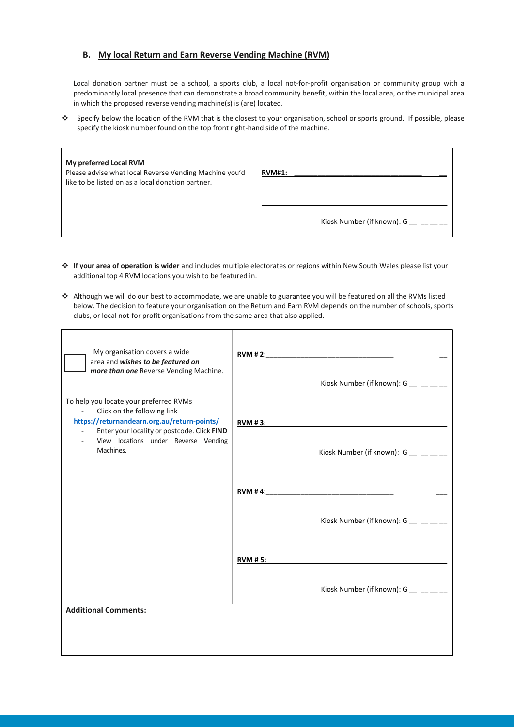### B. My local Return and Earn Reverse Vending Machine (RVM)

Local donation partner must be a school, a sports club, a local not-for-profit organisation or community group with a predominantly local presence that can demonstrate a broad community benefit, within the local area, or the municipal area in which the proposed reverse vending machine(s) is (are) located.

- Specify below the location of the RVM that is the closest to your organisation, school or sports ground. If possible, please specify the kiosk number found on the top front right-hand side of the machine.

| | |
|---|---|
| **My preferred Local RVM**<br>Please advise what local Reverse Vending Machine you'd like to be listed on as a local donation partner. | **RVM#1:** ________________________________<br><br>________________________________<br><br>Kiosk Number (if known): G __ __ __ __ |

- **If your area of operation is wider** and includes multiple electorates or regions within New South Wales please list your additional top 4 RVM locations you wish to be featured in.
- Although we will do our best to accommodate, we are unable to guarantee you will be featured on all the RVMs listed below. The decision to feature your organisation on the Return and Earn RVM depends on the number of schools, sports clubs, or local not-for profit organisations from the same area that also applied.

| | |
|---|---|
| ☐ My organisation covers a wide area and ***wishes to be featured on more than one*** Reverse Vending Machine.<br><br>To help you locate your preferred RVMs<br>- Click on the following link https://returnandearn.org.au/return-points/<br>- Enter your locality or postcode. Click **FIND**<br>- View locations under Reverse Vending Machines. | **RVM # 2:** ________________________________<br><br>Kiosk Number (if known): G __ __ __ __<br><br>**RVM # 3:** ________________________________<br><br>Kiosk Number (if known): G __ __ __ __<br><br>**RVM # 4:** ________________________________<br><br>Kiosk Number (if known): G __ __ __ __<br><br>**RVM # 5:** ________________________________<br><br>Kiosk Number (if known): G __ __ __ __ |
| **Additional Comments:** | |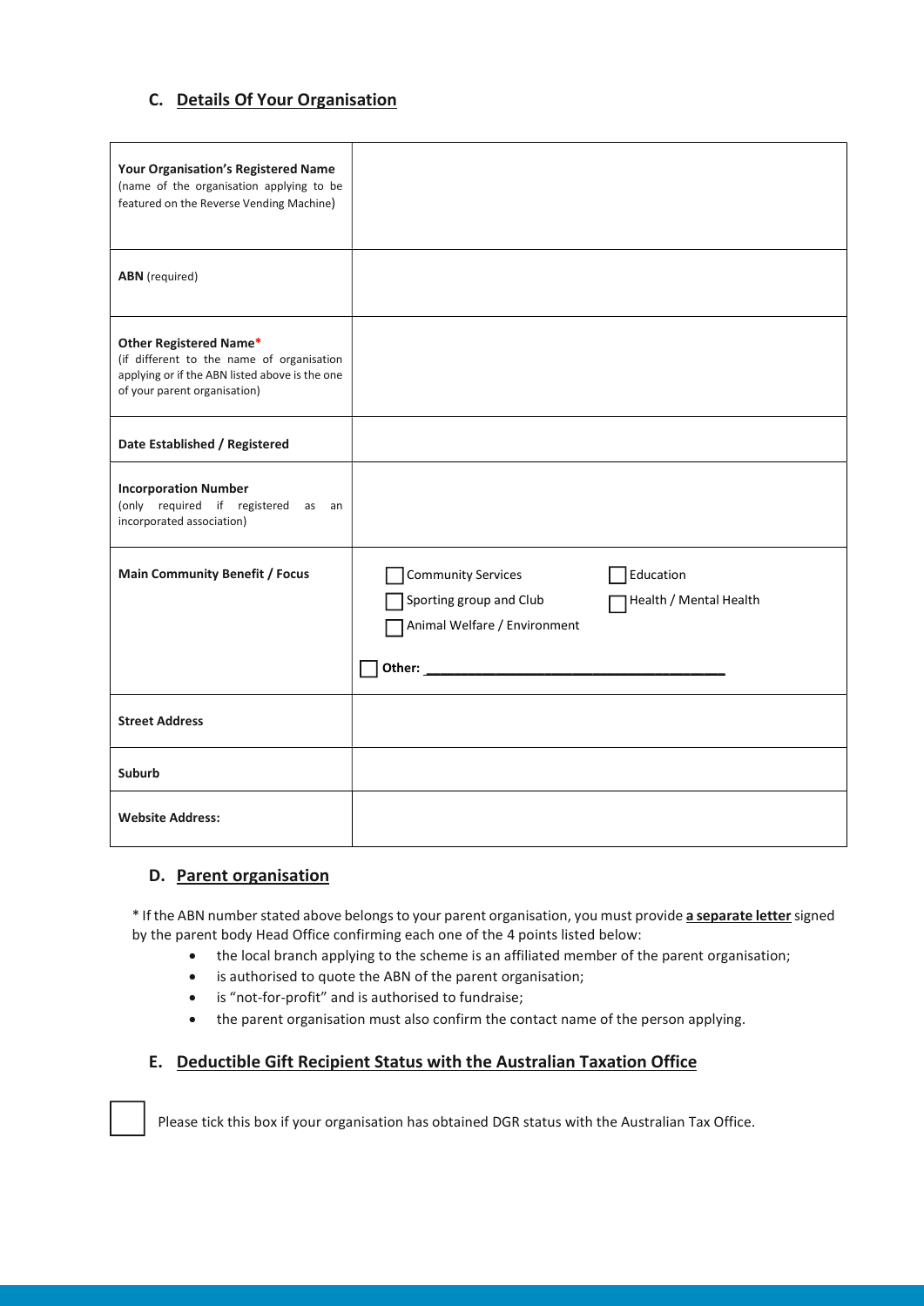## C. Details Of Your Organisation

| | |
|---|---|
| **Your Organisation's Registered Name** (name of the organisation applying to be featured on the Reverse Vending Machine) | |
| **ABN** (required) | |
| **Other Registered Name*** (if different to the name of organisation applying or if the ABN listed above is the one of your parent organisation) | |
| **Date Established / Registered** | |
| **Incorporation Number** (only required if registered as an incorporated association) | |
| **Main Community Benefit / Focus** | ☐ Community Services ☐ Education ☐ Sporting group and Club ☐ Health / Mental Health ☐ Animal Welfare / Environment ☐ **Other:** ______________________________ |
| **Street Address** | |
| **Suburb** | |
| **Website Address:** | |

## D. Parent organisation

* If the ABN number stated above belongs to your parent organisation, you must provide **a separate letter** signed by the parent body Head Office confirming each one of the 4 points listed below:

- the local branch applying to the scheme is an affiliated member of the parent organisation;
- is authorised to quote the ABN of the parent organisation;
- is "not-for-profit" and is authorised to fundraise;
- the parent organisation must also confirm the contact name of the person applying.

## E. Deductible Gift Recipient Status with the Australian Taxation Office

☐ Please tick this box if your organisation has obtained DGR status with the Australian Tax Office.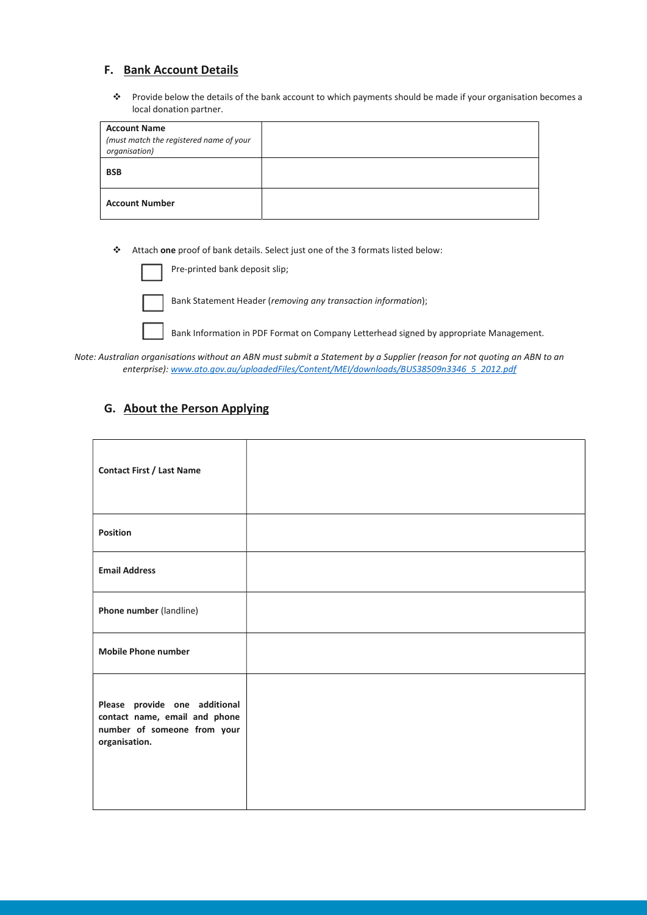## F. Bank Account Details

- Provide below the details of the bank account to which payments should be made if your organisation becomes a local donation partner.

| **Account Name** *(must match the registered name of your organisation)* | |
|---|---|
| **BSB** | |
| **Account Number** | |

- Attach **one** proof of bank details. Select just one of the 3 formats listed below:

☐ Pre-printed bank deposit slip;

☐ Bank Statement Header (*removing any transaction information*);

☐ Bank Information in PDF Format on Company Letterhead signed by appropriate Management.

*Note: Australian organisations without an ABN must submit a Statement by a Supplier (reason for not quoting an ABN to an enterprise): www.ato.gov.au/uploadedFiles/Content/MEI/downloads/BUS38509n3346_5_2012.pdf*

## G. About the Person Applying

| **Contact First / Last Name** | |
|---|---|
| **Position** | |
| **Email Address** | |
| **Phone number** (landline) | |
| **Mobile Phone number** | |
| **Please provide one additional contact name, email and phone number of someone from your organisation.** | |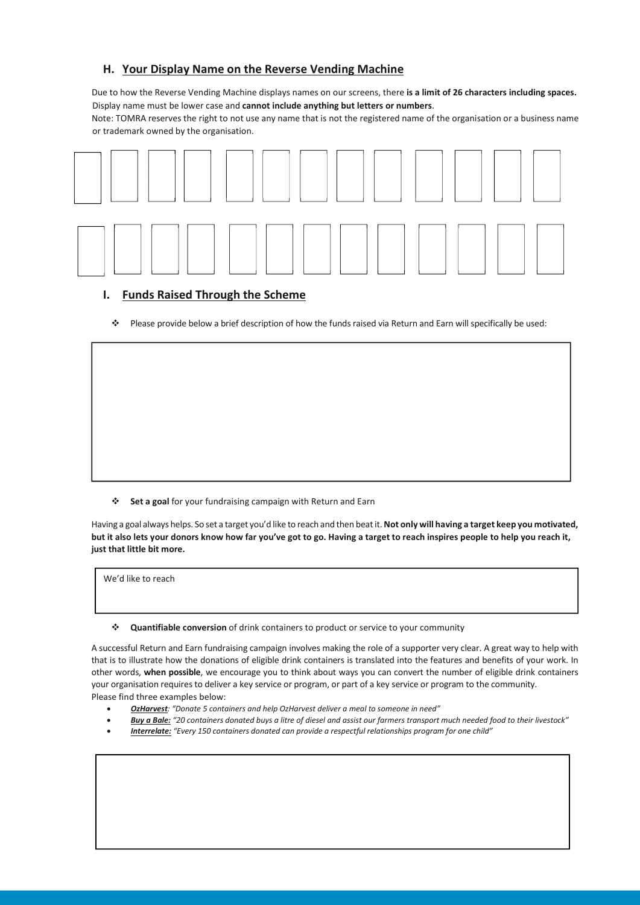## H. Your Display Name on the Reverse Vending Machine

Due to how the Reverse Vending Machine displays names on our screens, there **is a limit of 26 characters including spaces.** Display name must be lower case and **cannot include anything but letters or numbers**.

Note: TOMRA reserves the right to not use any name that is not the registered name of the organisation or a business name or trademark owned by the organisation.

|   |   |   |   |   |   |   |   |   |   |   |   |   |
|---|---|---|---|---|---|---|---|---|---|---|---|---|
|   |   |   |   |   |   |   |   |   |   |   |   |   |
|   |   |   |   |   |   |   |   |   |   |   |   |   |

## I. Funds Raised Through the Scheme

- Please provide below a brief description of how the funds raised via Return and Earn will specifically be used:

- **Set a goal** for your fundraising campaign with Return and Earn

Having a goal always helps. So set a target you'd like to reach and then beat it. **Not only will having a target keep you motivated, but it also lets your donors know how far you've got to go. Having a target to reach inspires people to help you reach it, just that little bit more.**

We'd like to reach

- **Quantifiable conversion** of drink containers to product or service to your community

A successful Return and Earn fundraising campaign involves making the role of a supporter very clear. A great way to help with that is to illustrate how the donations of eligible drink containers is translated into the features and benefits of your work. In other words, **when possible**, we encourage you to think about ways you can convert the number of eligible drink containers your organisation requires to deliver a key service or program, or part of a key service or program to the community.

Please find three examples below:

- ***OzHarvest***: *"Donate 5 containers and help OzHarvest deliver a meal to someone in need"*
- ***Buy a Bale:*** *"20 containers donated buys a litre of diesel and assist our farmers transport much needed food to their livestock"*
- ***Interrelate:*** *"Every 150 containers donated can provide a respectful relationships program for one child"*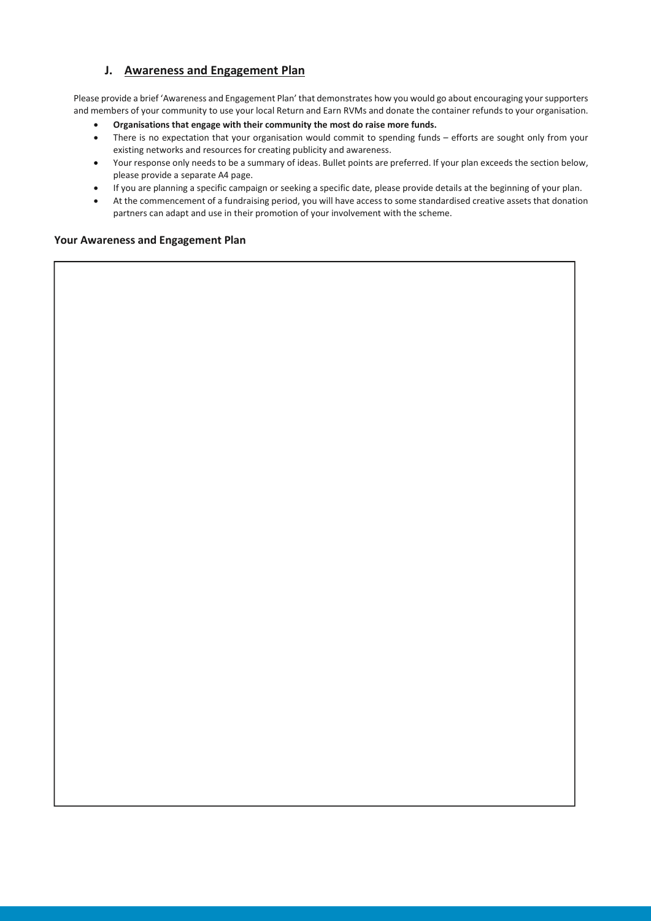## J. Awareness and Engagement Plan

Please provide a brief 'Awareness and Engagement Plan' that demonstrates how you would go about encouraging your supporters and members of your community to use your local Return and Earn RVMs and donate the container refunds to your organisation.

- **Organisations that engage with their community the most do raise more funds.**
- There is no expectation that your organisation would commit to spending funds – efforts are sought only from your existing networks and resources for creating publicity and awareness.
- Your response only needs to be a summary of ideas. Bullet points are preferred. If your plan exceeds the section below, please provide a separate A4 page.
- If you are planning a specific campaign or seeking a specific date, please provide details at the beginning of your plan.
- At the commencement of a fundraising period, you will have access to some standardised creative assets that donation partners can adapt and use in their promotion of your involvement with the scheme.

**Your Awareness and Engagement Plan**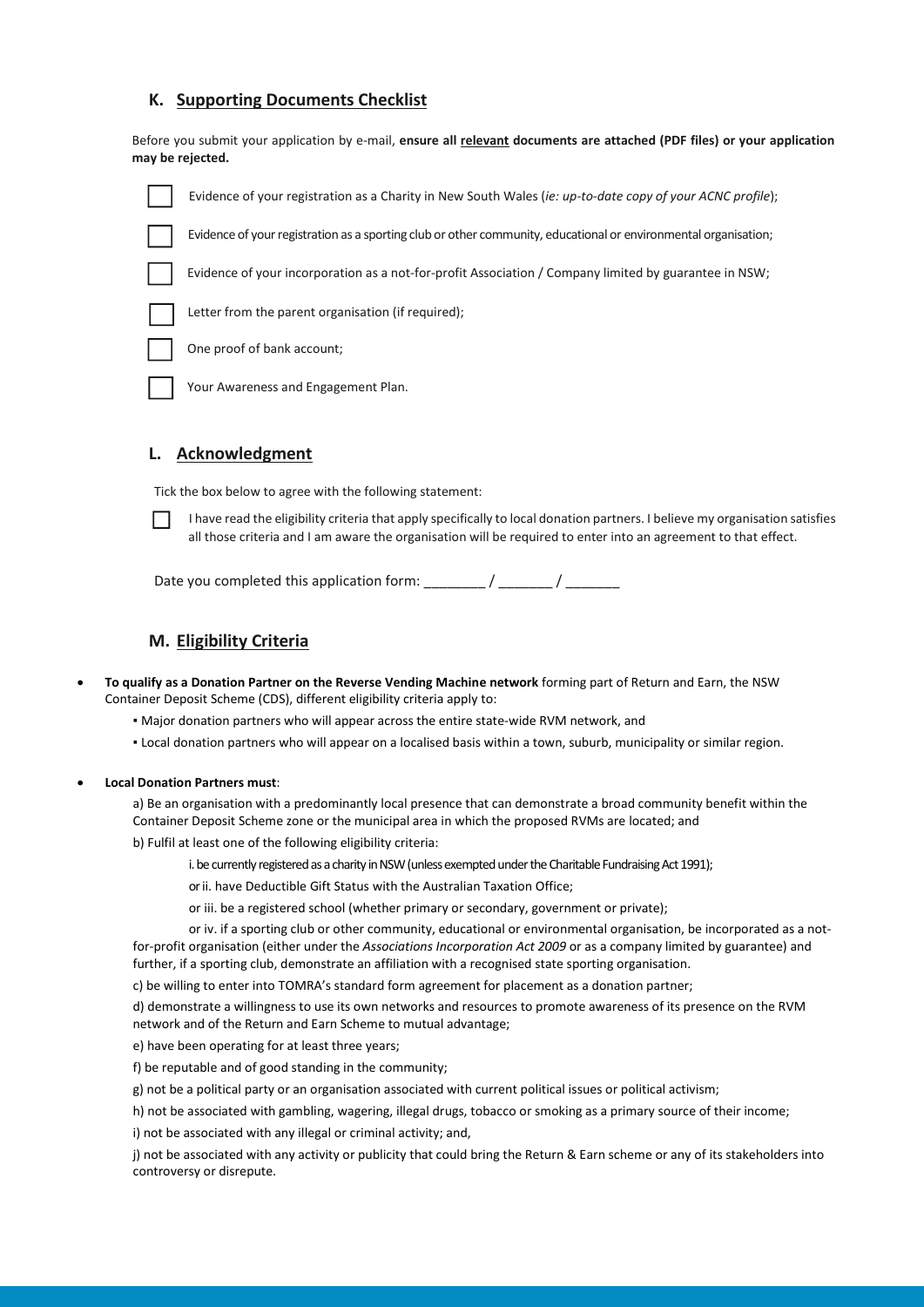## K. Supporting Documents Checklist

Before you submit your application by e-mail, **ensure all relevant documents are attached (PDF files) or your application may be rejected.**

- [ ] Evidence of your registration as a Charity in New South Wales (*ie: up-to-date copy of your ACNC profile*);
- [ ] Evidence of your registration as a sporting club or other community, educational or environmental organisation;
- [ ] Evidence of your incorporation as a not-for-profit Association / Company limited by guarantee in NSW;
- [ ] Letter from the parent organisation (if required);
- [ ] One proof of bank account;
- [ ] Your Awareness and Engagement Plan.

## L. Acknowledgment

Tick the box below to agree with the following statement:

- [ ] I have read the eligibility criteria that apply specifically to local donation partners. I believe my organisation satisfies all those criteria and I am aware the organisation will be required to enter into an agreement to that effect.

Date you completed this application form: ________ / _______ / _______

## M. Eligibility Criteria

- **To qualify as a Donation Partner on the Reverse Vending Machine network** forming part of Return and Earn, the NSW Container Deposit Scheme (CDS), different eligibility criteria apply to:
  - Major donation partners who will appear across the entire state-wide RVM network, and
  - Local donation partners who will appear on a localised basis within a town, suburb, municipality or similar region.

- **Local Donation Partners must**:

  a) Be an organisation with a predominantly local presence that can demonstrate a broad community benefit within the Container Deposit Scheme zone or the municipal area in which the proposed RVMs are located; and

  b) Fulfil at least one of the following eligibility criteria:

  i. be currently registered as a charity in NSW (unless exempted under the Charitable Fundraising Act 1991);

  or ii. have Deductible Gift Status with the Australian Taxation Office;

  or iii. be a registered school (whether primary or secondary, government or private);

  or iv. if a sporting club or other community, educational or environmental organisation, be incorporated as a not-for-profit organisation (either under the *Associations Incorporation Act 2009* or as a company limited by guarantee) and further, if a sporting club, demonstrate an affiliation with a recognised state sporting organisation.

  c) be willing to enter into TOMRA's standard form agreement for placement as a donation partner;

  d) demonstrate a willingness to use its own networks and resources to promote awareness of its presence on the RVM network and of the Return and Earn Scheme to mutual advantage;

  e) have been operating for at least three years;

  f) be reputable and of good standing in the community;

  g) not be a political party or an organisation associated with current political issues or political activism;

  h) not be associated with gambling, wagering, illegal drugs, tobacco or smoking as a primary source of their income;

  i) not be associated with any illegal or criminal activity; and,

  j) not be associated with any activity or publicity that could bring the Return & Earn scheme or any of its stakeholders into controversy or disrepute.